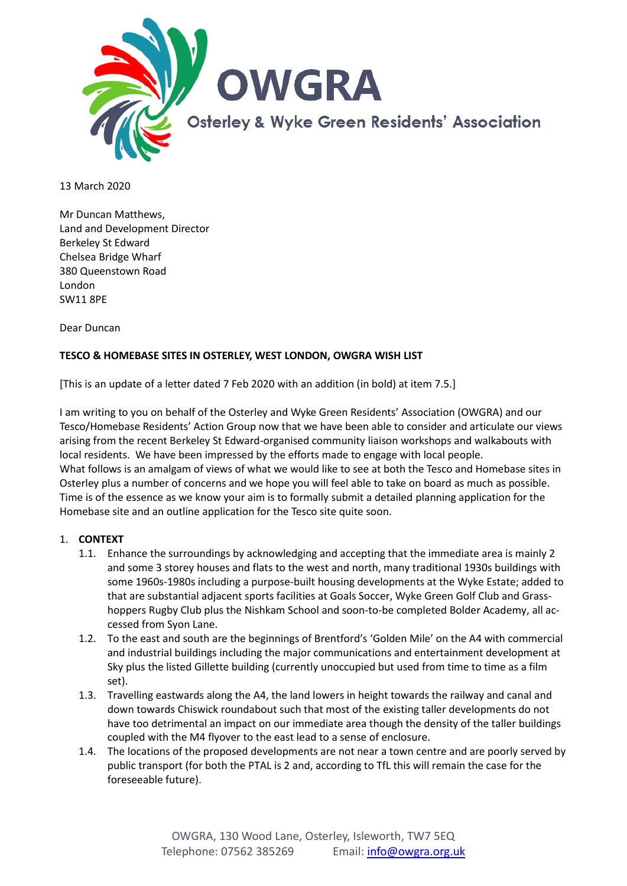# OWGRA

Osterley & Wyke Green Residents' Association

13 March 2020

Mr Duncan Matthews,
Land and Development Director
Berkeley St Edward
Chelsea Bridge Wharf
380 Queenstown Road
London
SW11 8PE

Dear Duncan

**TESCO & HOMEBASE SITES IN OSTERLEY, WEST LONDON, OWGRA WISH LIST**

[This is an update of a letter dated 7 Feb 2020 with an addition (in bold) at item 7.5.]

I am writing to you on behalf of the Osterley and Wyke Green Residents' Association (OWGRA) and our Tesco/Homebase Residents' Action Group now that we have been able to consider and articulate our views arising from the recent Berkeley St Edward-organised community liaison workshops and walkabouts with local residents. We have been impressed by the efforts made to engage with local people.
What follows is an amalgam of views of what we would like to see at both the Tesco and Homebase sites in Osterley plus a number of concerns and we hope you will feel able to take on board as much as possible. Time is of the essence as we know your aim is to formally submit a detailed planning application for the Homebase site and an outline application for the Tesco site quite soon.

1. **CONTEXT**
   - 1.1. Enhance the surroundings by acknowledging and accepting that the immediate area is mainly 2 and some 3 storey houses and flats to the west and north, many traditional 1930s buildings with some 1960s-1980s including a purpose-built housing developments at the Wyke Estate; added to that are substantial adjacent sports facilities at Goals Soccer, Wyke Green Golf Club and Grass-hoppers Rugby Club plus the Nishkam School and soon-to-be completed Bolder Academy, all accessed from Syon Lane.
   - 1.2. To the east and south are the beginnings of Brentford's 'Golden Mile' on the A4 with commercial and industrial buildings including the major communications and entertainment development at Sky plus the listed Gillette building (currently unoccupied but used from time to time as a film set).
   - 1.3. Travelling eastwards along the A4, the land lowers in height towards the railway and canal and down towards Chiswick roundabout such that most of the existing taller developments do not have too detrimental an impact on our immediate area though the density of the taller buildings coupled with the M4 flyover to the east lead to a sense of enclosure.
   - 1.4. The locations of the proposed developments are not near a town centre and are poorly served by public transport (for both the PTAL is 2 and, according to TfL this will remain the case for the foreseeable future).

OWGRA, 130 Wood Lane, Osterley, Isleworth, TW7 5EQ
Telephone: 07562 385269 Email: info@owgra.org.uk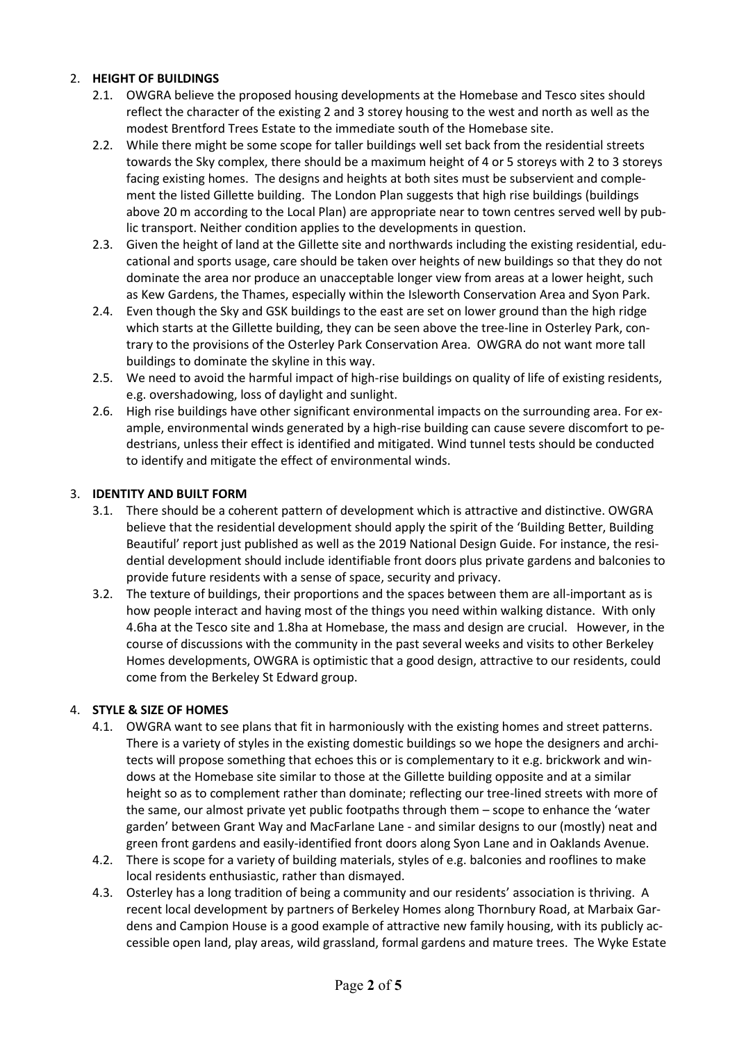2. **HEIGHT OF BUILDINGS**
   - 2.1. OWGRA believe the proposed housing developments at the Homebase and Tesco sites should reflect the character of the existing 2 and 3 storey housing to the west and north as well as the modest Brentford Trees Estate to the immediate south of the Homebase site.
   - 2.2. While there might be some scope for taller buildings well set back from the residential streets towards the Sky complex, there should be a maximum height of 4 or 5 storeys with 2 to 3 storeys facing existing homes. The designs and heights at both sites must be subservient and complement the listed Gillette building. The London Plan suggests that high rise buildings (buildings above 20 m according to the Local Plan) are appropriate near to town centres served well by public transport. Neither condition applies to the developments in question.
   - 2.3. Given the height of land at the Gillette site and northwards including the existing residential, educational and sports usage, care should be taken over heights of new buildings so that they do not dominate the area nor produce an unacceptable longer view from areas at a lower height, such as Kew Gardens, the Thames, especially within the Isleworth Conservation Area and Syon Park.
   - 2.4. Even though the Sky and GSK buildings to the east are set on lower ground than the high ridge which starts at the Gillette building, they can be seen above the tree-line in Osterley Park, contrary to the provisions of the Osterley Park Conservation Area. OWGRA do not want more tall buildings to dominate the skyline in this way.
   - 2.5. We need to avoid the harmful impact of high-rise buildings on quality of life of existing residents, e.g. overshadowing, loss of daylight and sunlight.
   - 2.6. High rise buildings have other significant environmental impacts on the surrounding area. For example, environmental winds generated by a high-rise building can cause severe discomfort to pedestrians, unless their effect is identified and mitigated. Wind tunnel tests should be conducted to identify and mitigate the effect of environmental winds.

3. **IDENTITY AND BUILT FORM**
   - 3.1. There should be a coherent pattern of development which is attractive and distinctive. OWGRA believe that the residential development should apply the spirit of the 'Building Better, Building Beautiful' report just published as well as the 2019 National Design Guide. For instance, the residential development should include identifiable front doors plus private gardens and balconies to provide future residents with a sense of space, security and privacy.
   - 3.2. The texture of buildings, their proportions and the spaces between them are all-important as is how people interact and having most of the things you need within walking distance. With only 4.6ha at the Tesco site and 1.8ha at Homebase, the mass and design are crucial. However, in the course of discussions with the community in the past several weeks and visits to other Berkeley Homes developments, OWGRA is optimistic that a good design, attractive to our residents, could come from the Berkeley St Edward group.

4. **STYLE & SIZE OF HOMES**
   - 4.1. OWGRA want to see plans that fit in harmoniously with the existing homes and street patterns. There is a variety of styles in the existing domestic buildings so we hope the designers and architects will propose something that echoes this or is complementary to it e.g. brickwork and windows at the Homebase site similar to those at the Gillette building opposite and at a similar height so as to complement rather than dominate; reflecting our tree-lined streets with more of the same, our almost private yet public footpaths through them – scope to enhance the 'water garden' between Grant Way and MacFarlane Lane - and similar designs to our (mostly) neat and green front gardens and easily-identified front doors along Syon Lane and in Oaklands Avenue.
   - 4.2. There is scope for a variety of building materials, styles of e.g. balconies and rooflines to make local residents enthusiastic, rather than dismayed.
   - 4.3. Osterley has a long tradition of being a community and our residents' association is thriving. A recent local development by partners of Berkeley Homes along Thornbury Road, at Marbaix Gardens and Campion House is a good example of attractive new family housing, with its publicly accessible open land, play areas, wild grassland, formal gardens and mature trees. The Wyke Estate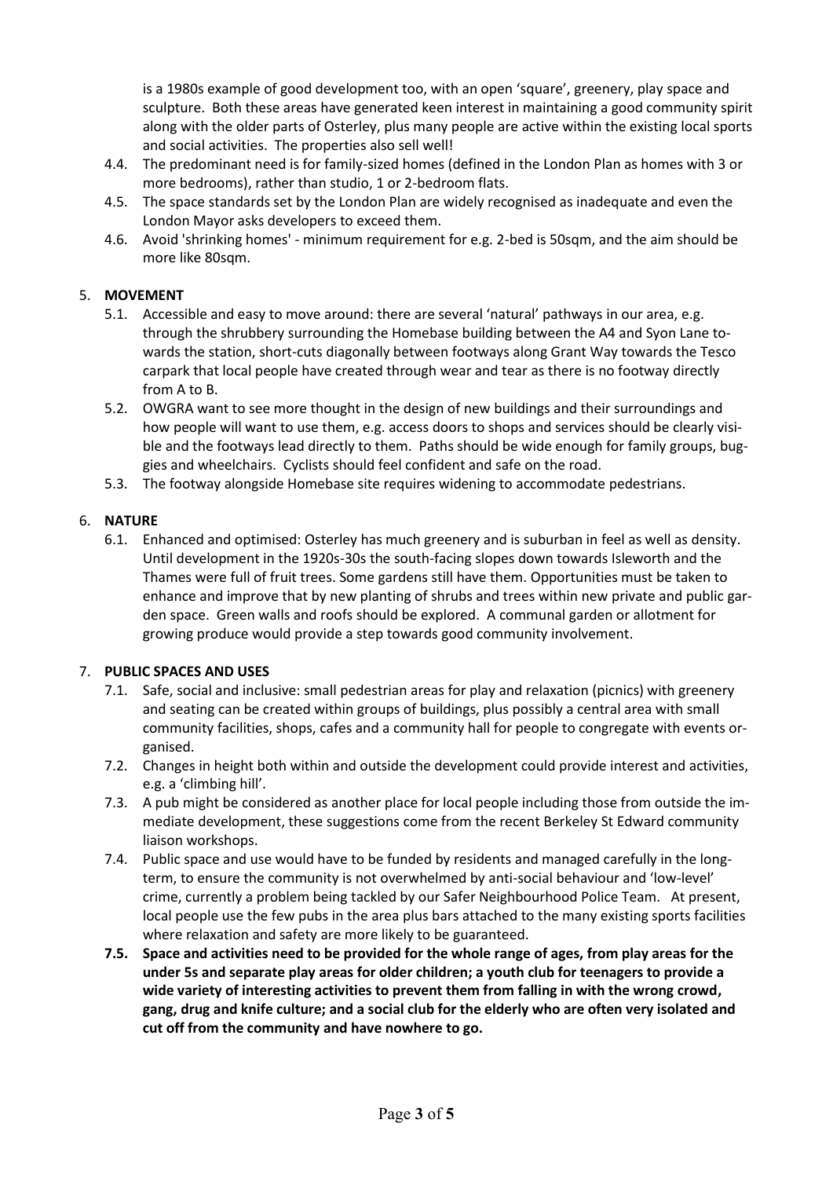is a 1980s example of good development too, with an open 'square', greenery, play space and sculpture. Both these areas have generated keen interest in maintaining a good community spirit along with the older parts of Osterley, plus many people are active within the existing local sports and social activities. The properties also sell well!

4.4. The predominant need is for family-sized homes (defined in the London Plan as homes with 3 or more bedrooms), rather than studio, 1 or 2-bedroom flats.

4.5. The space standards set by the London Plan are widely recognised as inadequate and even the London Mayor asks developers to exceed them.

4.6. Avoid 'shrinking homes' - minimum requirement for e.g. 2-bed is 50sqm, and the aim should be more like 80sqm.

5. **MOVEMENT**

5.1. Accessible and easy to move around: there are several 'natural' pathways in our area, e.g. through the shrubbery surrounding the Homebase building between the A4 and Syon Lane towards the station, short-cuts diagonally between footways along Grant Way towards the Tesco carpark that local people have created through wear and tear as there is no footway directly from A to B.

5.2. OWGRA want to see more thought in the design of new buildings and their surroundings and how people will want to use them, e.g. access doors to shops and services should be clearly visible and the footways lead directly to them. Paths should be wide enough for family groups, buggies and wheelchairs. Cyclists should feel confident and safe on the road.

5.3. The footway alongside Homebase site requires widening to accommodate pedestrians.

6. **NATURE**

6.1. Enhanced and optimised: Osterley has much greenery and is suburban in feel as well as density. Until development in the 1920s-30s the south-facing slopes down towards Isleworth and the Thames were full of fruit trees. Some gardens still have them. Opportunities must be taken to enhance and improve that by new planting of shrubs and trees within new private and public garden space. Green walls and roofs should be explored. A communal garden or allotment for growing produce would provide a step towards good community involvement.

7. **PUBLIC SPACES AND USES**

7.1. Safe, social and inclusive: small pedestrian areas for play and relaxation (picnics) with greenery and seating can be created within groups of buildings, plus possibly a central area with small community facilities, shops, cafes and a community hall for people to congregate with events organised.

7.2. Changes in height both within and outside the development could provide interest and activities, e.g. a 'climbing hill'.

7.3. A pub might be considered as another place for local people including those from outside the immediate development, these suggestions come from the recent Berkeley St Edward community liaison workshops.

7.4. Public space and use would have to be funded by residents and managed carefully in the long-term, to ensure the community is not overwhelmed by anti-social behaviour and 'low-level' crime, currently a problem being tackled by our Safer Neighbourhood Police Team. At present, local people use the few pubs in the area plus bars attached to the many existing sports facilities where relaxation and safety are more likely to be guaranteed.

**7.5. Space and activities need to be provided for the whole range of ages, from play areas for the under 5s and separate play areas for older children; a youth club for teenagers to provide a wide variety of interesting activities to prevent them from falling in with the wrong crowd, gang, drug and knife culture; and a social club for the elderly who are often very isolated and cut off from the community and have nowhere to go.**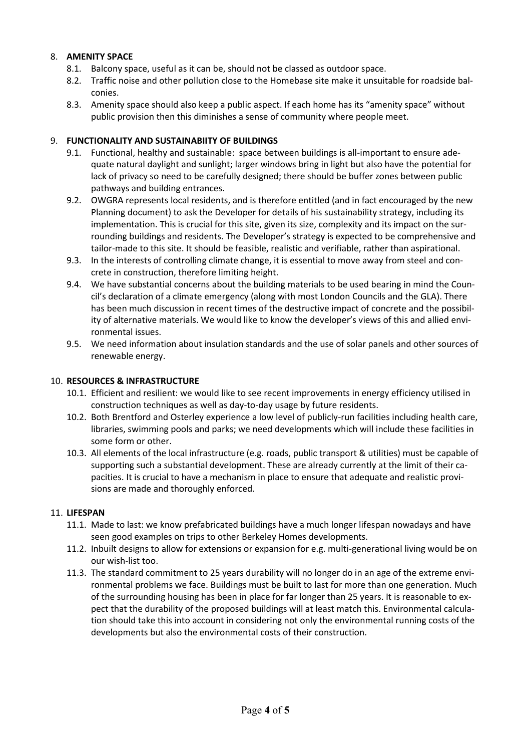8. **AMENITY SPACE**
   - 8.1. Balcony space, useful as it can be, should not be classed as outdoor space.
   - 8.2. Traffic noise and other pollution close to the Homebase site make it unsuitable for roadside balconies.
   - 8.3. Amenity space should also keep a public aspect. If each home has its "amenity space" without public provision then this diminishes a sense of community where people meet.

9. **FUNCTIONALITY AND SUSTAINABIITY OF BUILDINGS**
   - 9.1. Functional, healthy and sustainable: space between buildings is all-important to ensure adequate natural daylight and sunlight; larger windows bring in light but also have the potential for lack of privacy so need to be carefully designed; there should be buffer zones between public pathways and building entrances.
   - 9.2. OWGRA represents local residents, and is therefore entitled (and in fact encouraged by the new Planning document) to ask the Developer for details of his sustainability strategy, including its implementation. This is crucial for this site, given its size, complexity and its impact on the surrounding buildings and residents. The Developer's strategy is expected to be comprehensive and tailor-made to this site. It should be feasible, realistic and verifiable, rather than aspirational.
   - 9.3. In the interests of controlling climate change, it is essential to move away from steel and concrete in construction, therefore limiting height.
   - 9.4. We have substantial concerns about the building materials to be used bearing in mind the Council's declaration of a climate emergency (along with most London Councils and the GLA). There has been much discussion in recent times of the destructive impact of concrete and the possibility of alternative materials. We would like to know the developer's views of this and allied environmental issues.
   - 9.5. We need information about insulation standards and the use of solar panels and other sources of renewable energy.

10. **RESOURCES & INFRASTRUCTURE**
    - 10.1. Efficient and resilient: we would like to see recent improvements in energy efficiency utilised in construction techniques as well as day-to-day usage by future residents.
    - 10.2. Both Brentford and Osterley experience a low level of publicly-run facilities including health care, libraries, swimming pools and parks; we need developments which will include these facilities in some form or other.
    - 10.3. All elements of the local infrastructure (e.g. roads, public transport & utilities) must be capable of supporting such a substantial development. These are already currently at the limit of their capacities. It is crucial to have a mechanism in place to ensure that adequate and realistic provisions are made and thoroughly enforced.

11. **LIFESPAN**
    - 11.1. Made to last: we know prefabricated buildings have a much longer lifespan nowadays and have seen good examples on trips to other Berkeley Homes developments.
    - 11.2. Inbuilt designs to allow for extensions or expansion for e.g. multi-generational living would be on our wish-list too.
    - 11.3. The standard commitment to 25 years durability will no longer do in an age of the extreme environmental problems we face. Buildings must be built to last for more than one generation. Much of the surrounding housing has been in place for far longer than 25 years. It is reasonable to expect that the durability of the proposed buildings will at least match this. Environmental calculation should take this into account in considering not only the environmental running costs of the developments but also the environmental costs of their construction.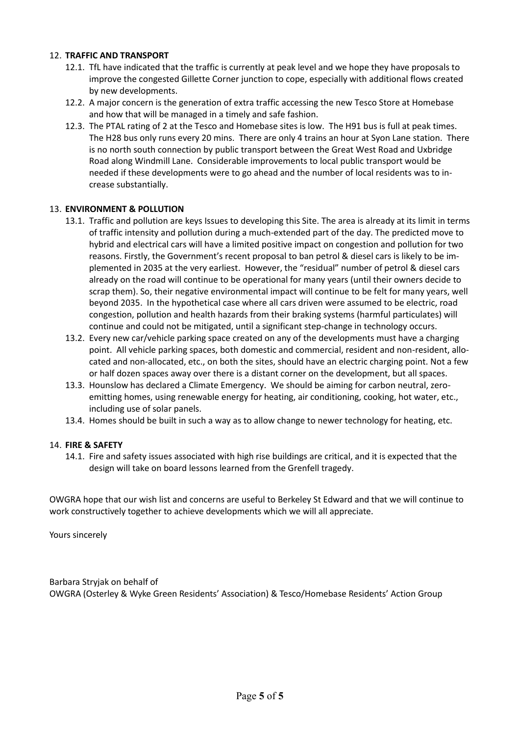12. **TRAFFIC AND TRANSPORT**
    - 12.1. TfL have indicated that the traffic is currently at peak level and we hope they have proposals to improve the congested Gillette Corner junction to cope, especially with additional flows created by new developments.
    - 12.2. A major concern is the generation of extra traffic accessing the new Tesco Store at Homebase and how that will be managed in a timely and safe fashion.
    - 12.3. The PTAL rating of 2 at the Tesco and Homebase sites is low. The H91 bus is full at peak times. The H28 bus only runs every 20 mins. There are only 4 trains an hour at Syon Lane station. There is no north south connection by public transport between the Great West Road and Uxbridge Road along Windmill Lane. Considerable improvements to local public transport would be needed if these developments were to go ahead and the number of local residents was to increase substantially.

13. **ENVIRONMENT & POLLUTION**
    - 13.1. Traffic and pollution are keys Issues to developing this Site. The area is already at its limit in terms of traffic intensity and pollution during a much-extended part of the day. The predicted move to hybrid and electrical cars will have a limited positive impact on congestion and pollution for two reasons. Firstly, the Government's recent proposal to ban petrol & diesel cars is likely to be implemented in 2035 at the very earliest. However, the "residual" number of petrol & diesel cars already on the road will continue to be operational for many years (until their owners decide to scrap them). So, their negative environmental impact will continue to be felt for many years, well beyond 2035. In the hypothetical case where all cars driven were assumed to be electric, road congestion, pollution and health hazards from their braking systems (harmful particulates) will continue and could not be mitigated, until a significant step-change in technology occurs.
    - 13.2. Every new car/vehicle parking space created on any of the developments must have a charging point. All vehicle parking spaces, both domestic and commercial, resident and non-resident, allocated and non-allocated, etc., on both the sites, should have an electric charging point. Not a few or half dozen spaces away over there is a distant corner on the development, but all spaces.
    - 13.3. Hounslow has declared a Climate Emergency. We should be aiming for carbon neutral, zero-emitting homes, using renewable energy for heating, air conditioning, cooking, hot water, etc., including use of solar panels.
    - 13.4. Homes should be built in such a way as to allow change to newer technology for heating, etc.

14. **FIRE & SAFETY**
    - 14.1. Fire and safety issues associated with high rise buildings are critical, and it is expected that the design will take on board lessons learned from the Grenfell tragedy.

OWGRA hope that our wish list and concerns are useful to Berkeley St Edward and that we will continue to work constructively together to achieve developments which we will all appreciate.

Yours sincerely

Barbara Stryjak on behalf of
OWGRA (Osterley & Wyke Green Residents' Association) & Tesco/Homebase Residents' Action Group